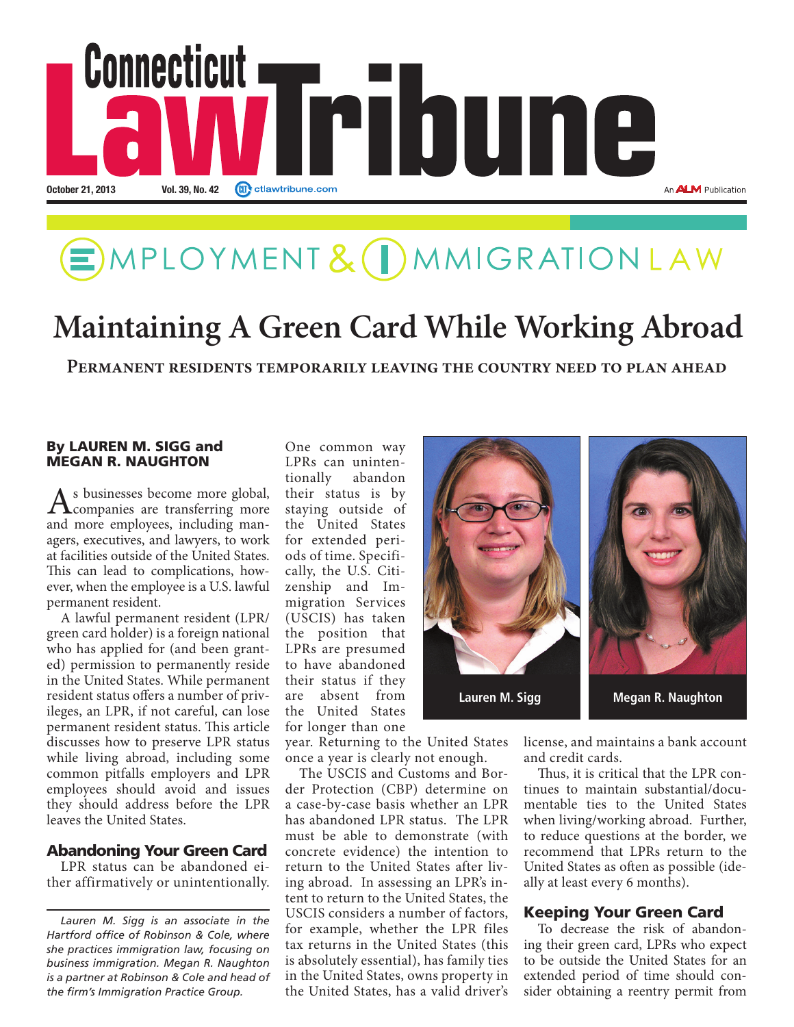# Connecticut Law Tribune

October 21, 2013 Vol. 39, No. 42 ctlawtribune.com

An ALM Publication

## EMPLOYMENT & IMMIGRATION LAW

# Maintaining A Green Card While Working Abroad

**PERMANENT RESIDENTS TEMPORARILY LEAVING THE COUNTRY NEED TO PLAN AHEAD**

**By LAUREN M. SIGG and MEGAN R. NAUGHTON**

As businesses become more global, companies are transferring more and more employees, including managers, executives, and lawyers, to work at facilities outside of the United States. This can lead to complications, however, when the employee is a U.S. lawful permanent resident.

A lawful permanent resident (LPR/green card holder) is a foreign national who has applied for (and been granted) permission to permanently reside in the United States. While permanent resident status offers a number of privileges, an LPR, if not careful, can lose permanent resident status. This article discusses how to preserve LPR status while living abroad, including some common pitfalls employers and LPR employees should avoid and issues they should address before the LPR leaves the United States.

## Abandoning Your Green Card

LPR status can be abandoned either affirmatively or unintentionally.

*Lauren M. Sigg is an associate in the Hartford office of Robinson & Cole, where she practices immigration law, focusing on business immigration. Megan R. Naughton is a partner at Robinson & Cole and head of the firm's Immigration Practice Group.*

One common way LPRs can unintentionally abandon their status is by staying outside of the United States for extended periods of time. Specifically, the U.S. Citizenship and Immigration Services (USCIS) has taken the position that LPRs are presumed to have abandoned their status if they are absent from the United States for longer than one year. Returning to the United States once a year is clearly not enough.

Lauren M. Sigg

Megan R. Naughton

The USCIS and Customs and Border Protection (CBP) determine on a case-by-case basis whether an LPR has abandoned LPR status. The LPR must be able to demonstrate (with concrete evidence) the intention to return to the United States after living abroad. In assessing an LPR's intent to return to the United States, the USCIS considers a number of factors, for example, whether the LPR files tax returns in the United States (this is absolutely essential), has family ties in the United States, owns property in the United States, has a valid driver's license, and maintains a bank account and credit cards.

Thus, it is critical that the LPR continues to maintain substantial/documentable ties to the United States when living/working abroad. Further, to reduce questions at the border, we recommend that LPRs return to the United States as often as possible (ideally at least every 6 months).

## Keeping Your Green Card

To decrease the risk of abandoning their green card, LPRs who expect to be outside the United States for an extended period of time should consider obtaining a reentry permit from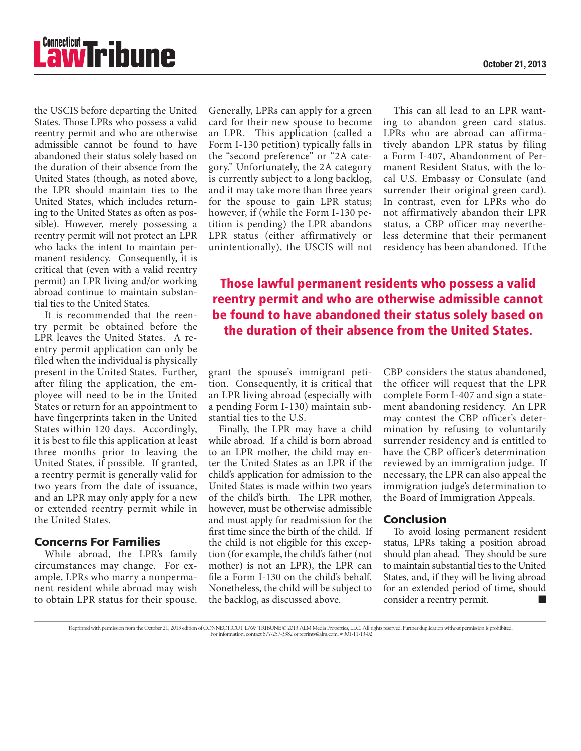the USCIS before departing the United States. Those LPRs who possess a valid reentry permit and who are otherwise admissible cannot be found to have abandoned their status solely based on the duration of their absence from the United States (though, as noted above, the LPR should maintain ties to the United States, which includes returning to the United States as often as possible). However, merely possessing a reentry permit will not protect an LPR who lacks the intent to maintain permanent residency. Consequently, it is critical that (even with a valid reentry permit) an LPR living and/or working abroad continue to maintain substantial ties to the United States.

It is recommended that the reentry permit be obtained before the LPR leaves the United States. A reentry permit application can only be filed when the individual is physically present in the United States. Further, after filing the application, the employee will need to be in the United States or return for an appointment to have fingerprints taken in the United States within 120 days. Accordingly, it is best to file this application at least three months prior to leaving the United States, if possible. If granted, a reentry permit is generally valid for two years from the date of issuance, and an LPR may only apply for a new or extended reentry permit while in the United States.

## Concerns For Families

While abroad, the LPR's family circumstances may change. For example, LPRs who marry a nonpermanent resident while abroad may wish to obtain LPR status for their spouse. Generally, LPRs can apply for a green card for their new spouse to become an LPR. This application (called a Form I-130 petition) typically falls in the "second preference" or "2A category." Unfortunately, the 2A category is currently subject to a long backlog, and it may take more than three years for the spouse to gain LPR status; however, if (while the Form I-130 petition is pending) the LPR abandons LPR status (either affirmatively or unintentionally), the USCIS will not grant the spouse's immigrant petition. Consequently, it is critical that an LPR living abroad (especially with a pending Form I-130) maintain substantial ties to the U.S.

Finally, the LPR may have a child while abroad. If a child is born abroad to an LPR mother, the child may enter the United States as an LPR if the child's application for admission to the United States is made within two years of the child's birth. The LPR mother, however, must be otherwise admissible and must apply for readmission for the first time since the birth of the child. If the child is not eligible for this exception (for example, the child's father (not mother) is not an LPR), the LPR can file a Form I-130 on the child's behalf. Nonetheless, the child will be subject to the backlog, as discussed above.

This can all lead to an LPR wanting to abandon green card status. LPRs who are abroad can affirmatively abandon LPR status by filing a Form I-407, Abandonment of Permanent Resident Status, with the local U.S. Embassy or Consulate (and surrender their original green card). In contrast, even for LPRs who do not affirmatively abandon their LPR status, a CBP officer may nevertheless determine that their permanent residency has been abandoned. If the CBP considers the status abandoned, the officer will request that the LPR complete Form I-407 and sign a statement abandoning residency. An LPR may contest the CBP officer's determination by refusing to voluntarily surrender residency and is entitled to have the CBP officer's determination reviewed by an immigration judge. If necessary, the LPR can also appeal the immigration judge's determination to the Board of Immigration Appeals.

**Those lawful permanent residents who possess a valid reentry permit and who are otherwise admissible cannot be found to have abandoned their status solely based on the duration of their absence from the United States.**

## Conclusion

To avoid losing permanent resident status, LPRs taking a position abroad should plan ahead. They should be sure to maintain substantial ties to the United States, and, if they will be living abroad for an extended period of time, should consider a reentry permit. ■

Reprinted with permission from the October 21, 2013 edition of CONNECTICUT LAW TRIBUNE © 2013 ALM Media Properties, LLC. All rights reserved. Further duplication without permission is prohibited. For information, contact 877-257-3382 or reprints@alm.com. # 301-11-13-02